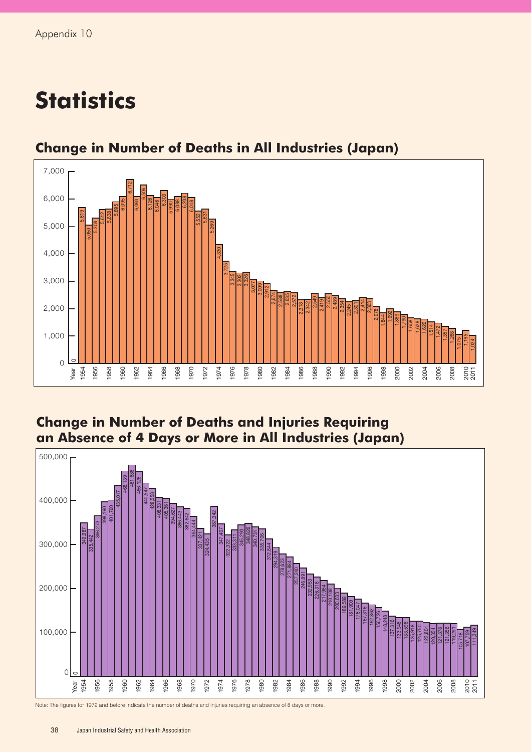Appendix 10

# Statistics

## Change in Number of Deaths in All Industries (Japan)

| Year | Deaths |
|---|---|
| 1954 | 5,619 |
| 1955 | 5,050 |
| 1956 | 5,308 |
| 1957 | 5,612 |
| 1958 | 5,638 |
| 1959 | 5,895 |
| 1960 | 6,095 |
| 1961 | 6,712 |
| 1962 | 6,093 |
| 1963 | 6,506 |
| 1964 | 6,126 |
| 1965 | 6,046 |
| 1966 | 6,303 |
| 1967 | 5,990 |
| 1968 | 6,088 |
| 1969 | 6,208 |
| 1970 | 6,048 |
| 1971 | 5,552 |
| 1972 | 5,631 |
| 1973 | 5,269 |
| 1974 | 4,330 |
| 1975 | 3,725 |
| 1976 | 3,345 |
| 1977 | 3,302 |
| 1978 | 3,326 |
| 1979 | 3,077 |
| 1980 | 3,009 |
| 1981 | 2,912 |
| 1982 | 2,674 |
| 1983 | 2,588 |
| 1984 | 2,635 |
| 1985 | 2,572 |
| 1986 | 2,318 |
| 1987 | 2,342 |
| 1988 | 2,549 |
| 1989 | 2,419 |
| 1990 | 2,550 |
| 1991 | 2,489 |
| 1992 | 2,354 |
| 1993 | 2,245 |
| 1994 | 2,301 |
| 1995 | 2,414 |
| 1996 | 2,363 |
| 1997 | 2,078 |
| 1998 | 1,844 |
| 1999 | 1,992 |
| 2000 | 1,889 |
| 2001 | 1,790 |
| 2002 | 1,658 |
| 2003 | 1,628 |
| 2004 | 1,620 |
| 2005 | 1,514 |
| 2006 | 1,472 |
| 2007 | 1,357 |
| 2008 | 1,268 |
| 2009 | 1,075 |
| 2010 | 1,195 |
| 2011 | 1,024 |

## Change in Number of Deaths and Injuries Requiring an Absence of 4 Days or More in All Industries (Japan)

| Year | Deaths and Injuries |
|---|---|
| 1954 | 349,987 |
| 1955 | 335,442 |
| 1956 | 366,273 |
| 1957 | 398,190 |
| 1958 | 401,760 |
| 1959 | 435,017 |
| 1960 | 468,139 |
| 1961 | 481,686 |
| 1962 | 466,126 |
| 1963 | 440,547 |
| 1964 | 428,558 |
| 1965 | 408,331 |
| 1966 | 405,361 |
| 1967 | 394,627 |
| 1968 | 386,443 |
| 1969 | 382,642 |
| 1970 | 364,444 |
| 1971 | 337,421 |
| 1972 | 324,435 |
| 1973 | 387,342 |
| 1974 | 347,407 |
| 1975 | 322,322 |
| 1976 | 333,311 |
| 1977 | 345,293 |
| 1978 | 348,826 |
| 1979 | 340,731 |
| 1980 | 335,706 |
| 1981 | 312,844 |
| 1982 | 294,319 |
| 1983 | 278,623 |
| 1984 | 271,884 |
| 1985 | 257,240 |
| 1986 | 246,891 |
| 1987 | 232,953 |
| 1988 | 226,318 |
| 1989 | 217,964 |
| 1990 | 210,108 |
| 1991 | 200,633 |
| 1992 | 189,589 |
| 1993 | 181,900 |
| 1994 | 176,047 |
| 1995 | 167,316 |
| 1996 | 162,862 |
| 1997 | 156,726 |
| 1998 | 148,248 |
| 1999 | 137,316 |
| 2000 | 133,948 |
| 2001 | 133,598 |
| 2002 | 125,918 |
| 2003 | 125,750 |
| 2004 | 122,804 |
| 2005 | 120,354 |
| 2006 | 121,378 |
| 2007 | 121,356 |
| 2008 | 119,291 |
| 2009 | 105,718 |
| 2010 | 107,759 |
| 2011 | 111,349 |

Note: The figures for 1972 and before indicate the number of deaths and injuries requiring an absence of 8 days or more.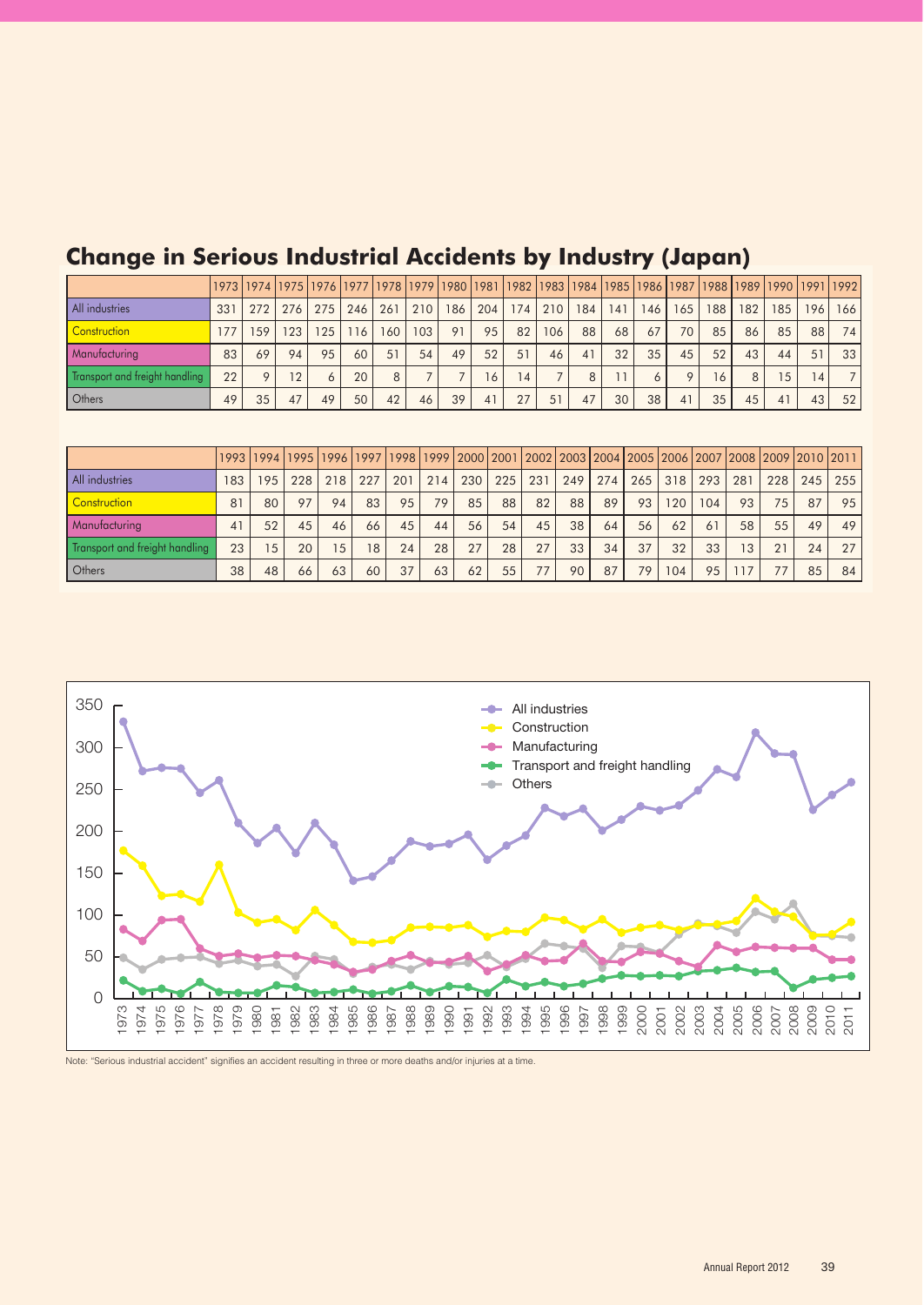## Change in Serious Industrial Accidents by Industry (Japan)

| | 1973 | 1974 | 1975 | 1976 | 1977 | 1978 | 1979 | 1980 | 1981 | 1982 | 1983 | 1984 | 1985 | 1986 | 1987 | 1988 | 1989 | 1990 | 1991 | 1992 |
|---|---|---|---|---|---|---|---|---|---|---|---|---|---|---|---|---|---|---|---|---|
| All industries | 331 | 272 | 276 | 275 | 246 | 261 | 210 | 186 | 204 | 174 | 210 | 184 | 141 | 146 | 165 | 188 | 182 | 185 | 196 | 166 |
| Construction | 177 | 159 | 123 | 125 | 116 | 160 | 103 | 91 | 95 | 82 | 106 | 88 | 68 | 67 | 70 | 85 | 86 | 85 | 88 | 74 |
| Manufacturing | 83 | 69 | 94 | 95 | 60 | 51 | 54 | 49 | 52 | 51 | 46 | 41 | 32 | 35 | 45 | 52 | 43 | 44 | 51 | 33 |
| Transport and freight handling | 22 | 9 | 12 | 6 | 20 | 8 | 7 | 7 | 16 | 14 | 7 | 8 | 11 | 6 | 9 | 16 | 8 | 15 | 14 | 7 |
| Others | 49 | 35 | 47 | 49 | 50 | 42 | 46 | 39 | 41 | 27 | 51 | 47 | 30 | 38 | 41 | 35 | 45 | 41 | 43 | 52 |

| | 1993 | 1994 | 1995 | 1996 | 1997 | 1998 | 1999 | 2000 | 2001 | 2002 | 2003 | 2004 | 2005 | 2006 | 2007 | 2008 | 2009 | 2010 | 2011 |
|---|---|---|---|---|---|---|---|---|---|---|---|---|---|---|---|---|---|---|---|
| All industries | 183 | 195 | 228 | 218 | 227 | 201 | 214 | 230 | 225 | 231 | 249 | 274 | 265 | 318 | 293 | 281 | 228 | 245 | 255 |
| Construction | 81 | 80 | 97 | 94 | 83 | 95 | 79 | 85 | 88 | 82 | 88 | 89 | 93 | 120 | 104 | 93 | 75 | 87 | 95 |
| Manufacturing | 41 | 52 | 45 | 46 | 66 | 45 | 44 | 56 | 54 | 45 | 38 | 64 | 56 | 62 | 61 | 58 | 55 | 49 | 49 |
| Transport and freight handling | 23 | 15 | 20 | 15 | 18 | 24 | 28 | 27 | 28 | 27 | 33 | 34 | 37 | 32 | 33 | 13 | 21 | 24 | 27 |
| Others | 38 | 48 | 66 | 63 | 60 | 37 | 63 | 62 | 55 | 77 | 90 | 87 | 79 | 104 | 95 | 117 | 77 | 85 | 84 |

All industries
Construction
Manufacturing
Transport and freight handling
Others

350
300
250
200
150
100
50
0

1973 1974 1975 1976 1977 1978 1979 1980 1981 1982 1983 1984 1985 1986 1987 1988 1989 1990 1991 1992 1993 1994 1995 1996 1997 1998 1999 2000 2001 2002 2003 2004 2005 2006 2007 2008 2009 2010 2011

Note: "Serious industrial accident" signifies an accident resulting in three or more deaths and/or injuries at a time.